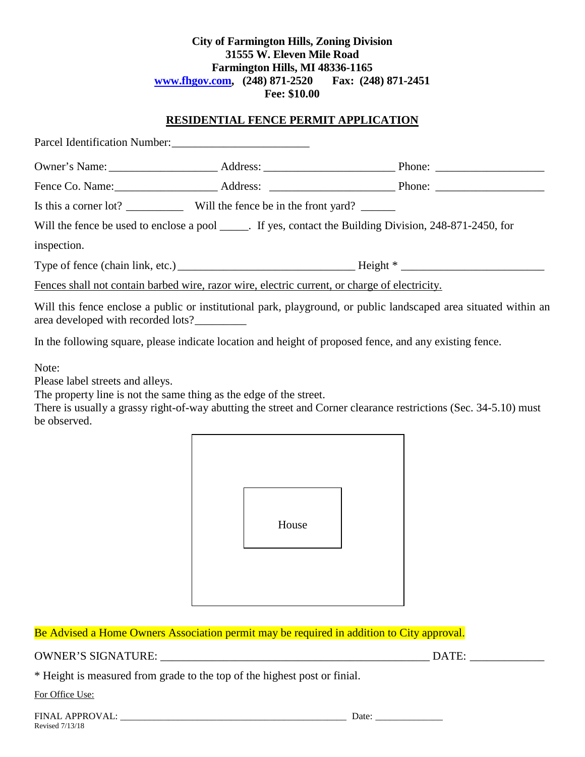**City of Farmington Hills, Zoning Division**
**31555 W. Eleven Mile Road**
**Farmington Hills, MI 48336-1165**
**www.fhgov.com, (248) 871-2520 Fax: (248) 871-2451**
**Fee: $10.00**

## RESIDENTIAL FENCE PERMIT APPLICATION

Parcel Identification Number:________________________

Owner's Name:__________________ Address: ______________________ Phone: __________________

Fence Co. Name:_________________ Address: _____________________ Phone: __________________

Is this a corner lot? __________ Will the fence be in the front yard? ______

Will the fence be used to enclose a pool _____. If yes, contact the Building Division, 248-871-2450, for inspection.

Type of fence (chain link, etc.) ______________________________ Height * ________________________

Fences shall not contain barbed wire, razor wire, electric current, or charge of electricity.

Will this fence enclose a public or institutional park, playground, or public landscaped area situated within an area developed with recorded lots?_________

In the following square, please indicate location and height of proposed fence, and any existing fence.

Note:
Please label streets and alleys.
The property line is not the same thing as the edge of the street.
There is usually a grassy right-of-way abutting the street and Corner clearance restrictions (Sec. 34-5.10) must be observed.

House

Be Advised a Home Owners Association permit may be required in addition to City approval.

OWNER'S SIGNATURE: _______________________________________________ DATE: ____________

* Height is measured from grade to the top of the highest post or finial.

For Office Use:

FINAL APPROVAL: ____________________________________________ Date: _____________

Revised 7/13/18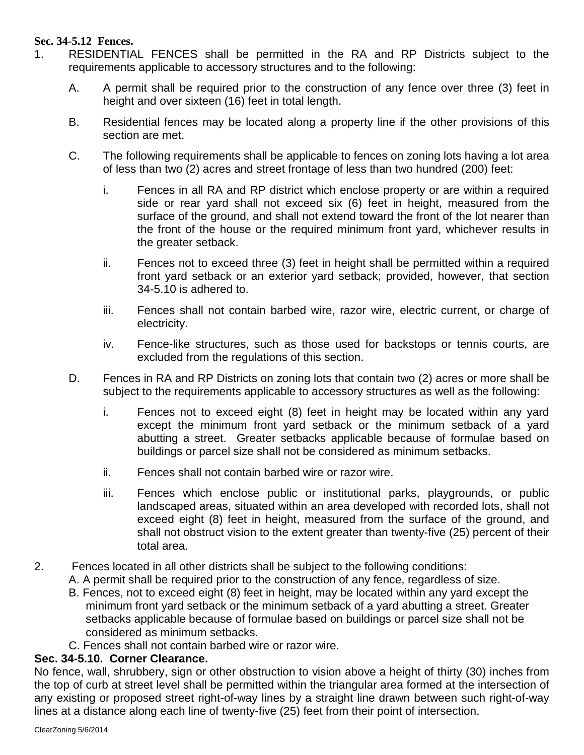**Sec. 34-5.12 Fences.**

1. RESIDENTIAL FENCES shall be permitted in the RA and RP Districts subject to the requirements applicable to accessory structures and to the following:

   A. A permit shall be required prior to the construction of any fence over three (3) feet in height and over sixteen (16) feet in total length.

   B. Residential fences may be located along a property line if the other provisions of this section are met.

   C. The following requirements shall be applicable to fences on zoning lots having a lot area of less than two (2) acres and street frontage of less than two hundred (200) feet:

      i. Fences in all RA and RP district which enclose property or are within a required side or rear yard shall not exceed six (6) feet in height, measured from the surface of the ground, and shall not extend toward the front of the lot nearer than the front of the house or the required minimum front yard, whichever results in the greater setback.

      ii. Fences not to exceed three (3) feet in height shall be permitted within a required front yard setback or an exterior yard setback; provided, however, that section 34-5.10 is adhered to.

      iii. Fences shall not contain barbed wire, razor wire, electric current, or charge of electricity.

      iv. Fence-like structures, such as those used for backstops or tennis courts, are excluded from the regulations of this section.

   D. Fences in RA and RP Districts on zoning lots that contain two (2) acres or more shall be subject to the requirements applicable to accessory structures as well as the following:

      i. Fences not to exceed eight (8) feet in height may be located within any yard except the minimum front yard setback or the minimum setback of a yard abutting a street. Greater setbacks applicable because of formulae based on buildings or parcel size shall not be considered as minimum setbacks.

      ii. Fences shall not contain barbed wire or razor wire.

      iii. Fences which enclose public or institutional parks, playgrounds, or public landscaped areas, situated within an area developed with recorded lots, shall not exceed eight (8) feet in height, measured from the surface of the ground, and shall not obstruct vision to the extent greater than twenty-five (25) percent of their total area.

2. Fences located in all other districts shall be subject to the following conditions:

   A. A permit shall be required prior to the construction of any fence, regardless of size.

   B. Fences, not to exceed eight (8) feet in height, may be located within any yard except the minimum front yard setback or the minimum setback of a yard abutting a street. Greater setbacks applicable because of formulae based on buildings or parcel size shall not be considered as minimum setbacks.

   C. Fences shall not contain barbed wire or razor wire.

**Sec. 34-5.10. Corner Clearance.**

No fence, wall, shrubbery, sign or other obstruction to vision above a height of thirty (30) inches from the top of curb at street level shall be permitted within the triangular area formed at the intersection of any existing or proposed street right-of-way lines by a straight line drawn between such right-of-way lines at a distance along each line of twenty-five (25) feet from their point of intersection.

ClearZoning 5/6/2014